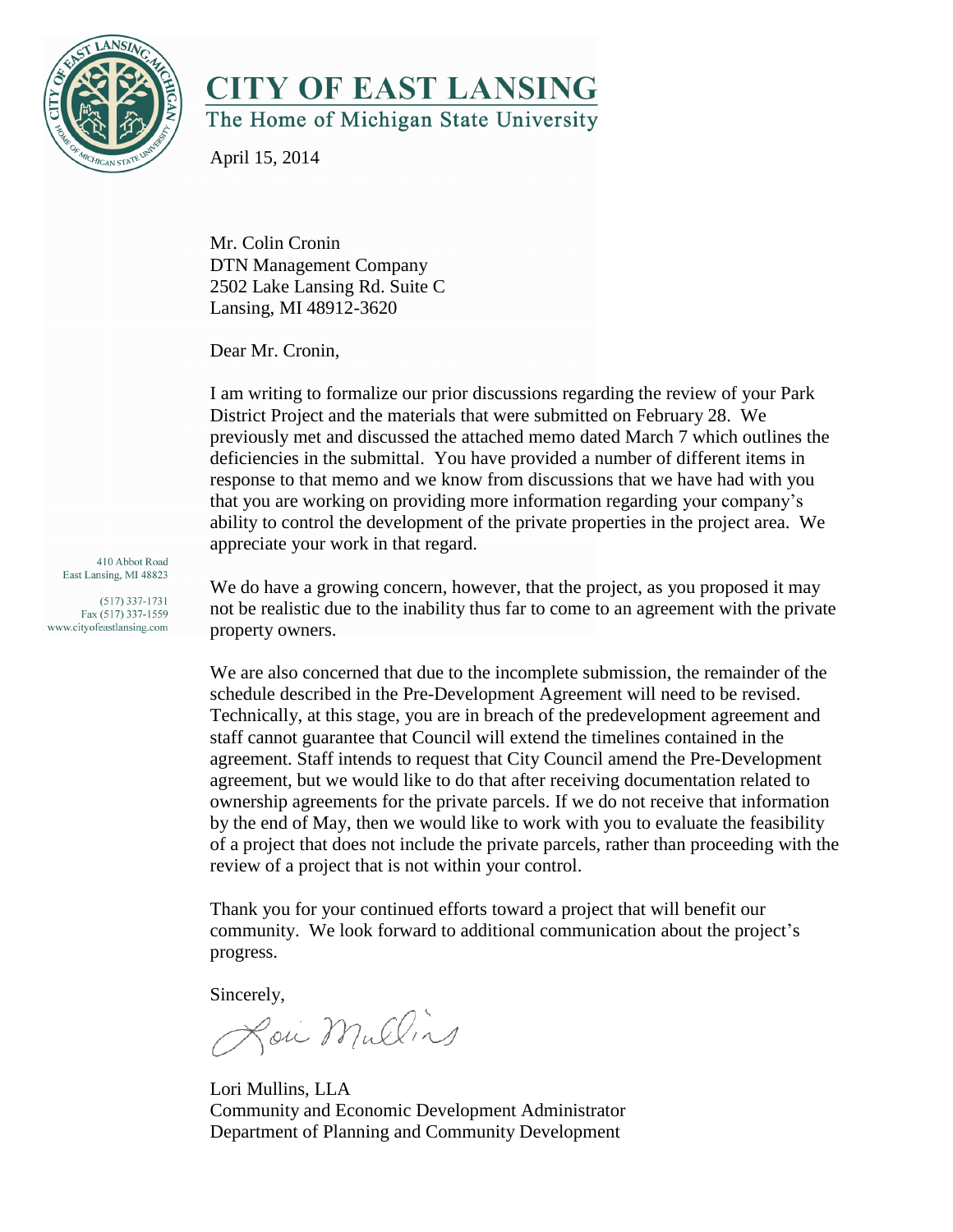# CITY OF EAST LANSING

The Home of Michigan State University

April 15, 2014

410 Abbot Road
East Lansing, MI 48823

(517) 337-1731
Fax (517) 337-1559
www.cityofeastlansing.com

Mr. Colin Cronin
DTN Management Company
2502 Lake Lansing Rd. Suite C
Lansing, MI 48912-3620

Dear Mr. Cronin,

I am writing to formalize our prior discussions regarding the review of your Park District Project and the materials that were submitted on February 28. We previously met and discussed the attached memo dated March 7 which outlines the deficiencies in the submittal. You have provided a number of different items in response to that memo and we know from discussions that we have had with you that you are working on providing more information regarding your company's ability to control the development of the private properties in the project area. We appreciate your work in that regard.

We do have a growing concern, however, that the project, as you proposed it may not be realistic due to the inability thus far to come to an agreement with the private property owners.

We are also concerned that due to the incomplete submission, the remainder of the schedule described in the Pre-Development Agreement will need to be revised. Technically, at this stage, you are in breach of the predevelopment agreement and staff cannot guarantee that Council will extend the timelines contained in the agreement. Staff intends to request that City Council amend the Pre-Development agreement, but we would like to do that after receiving documentation related to ownership agreements for the private parcels. If we do not receive that information by the end of May, then we would like to work with you to evaluate the feasibility of a project that does not include the private parcels, rather than proceeding with the review of a project that is not within your control.

Thank you for your continued efforts toward a project that will benefit our community. We look forward to additional communication about the project's progress.

Sincerely,

Lori Mullins

Lori Mullins, LLA
Community and Economic Development Administrator
Department of Planning and Community Development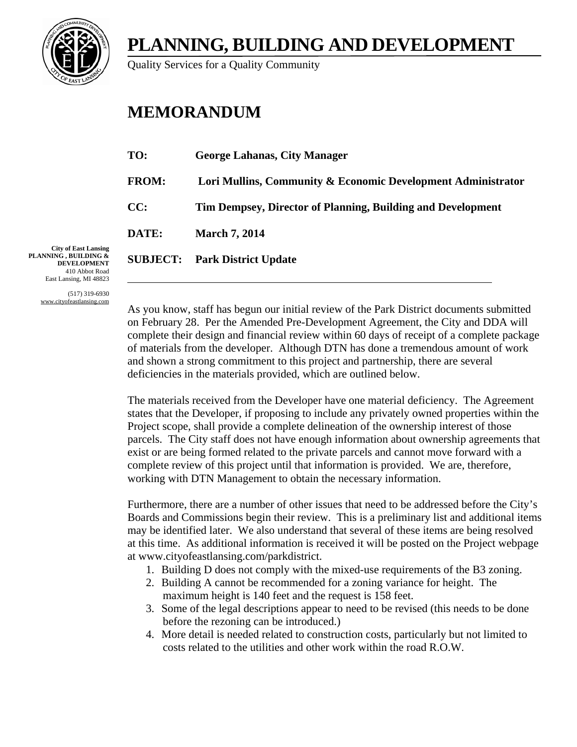# PLANNING, BUILDING AND DEVELOPMENT

Quality Services for a Quality Community

# MEMORANDUM

**TO:** **George Lahanas, City Manager**

**FROM:** **Lori Mullins, Community & Economic Development Administrator**

**CC:** **Tim Dempsey, Director of Planning, Building and Development**

**DATE:** **March 7, 2014**

**SUBJECT:** **Park District Update**

**City of East Lansing**
**PLANNING , BUILDING & DEVELOPMENT**
410 Abbot Road
East Lansing, MI 48823

(517) 319-6930
www.cityofeastlansing.com

---

As you know, staff has begun our initial review of the Park District documents submitted on February 28. Per the Amended Pre-Development Agreement, the City and DDA will complete their design and financial review within 60 days of receipt of a complete package of materials from the developer. Although DTN has done a tremendous amount of work and shown a strong commitment to this project and partnership, there are several deficiencies in the materials provided, which are outlined below.

The materials received from the Developer have one material deficiency. The Agreement states that the Developer, if proposing to include any privately owned properties within the Project scope, shall provide a complete delineation of the ownership interest of those parcels. The City staff does not have enough information about ownership agreements that exist or are being formed related to the private parcels and cannot move forward with a complete review of this project until that information is provided. We are, therefore, working with DTN Management to obtain the necessary information.

Furthermore, there are a number of other issues that need to be addressed before the City's Boards and Commissions begin their review. This is a preliminary list and additional items may be identified later. We also understand that several of these items are being resolved at this time. As additional information is received it will be posted on the Project webpage at www.cityofeastlansing.com/parkdistrict.

1. Building D does not comply with the mixed-use requirements of the B3 zoning.
2. Building A cannot be recommended for a zoning variance for height. The maximum height is 140 feet and the request is 158 feet.
3. Some of the legal descriptions appear to need to be revised (this needs to be done before the rezoning can be introduced.)
4. More detail is needed related to construction costs, particularly but not limited to costs related to the utilities and other work within the road R.O.W.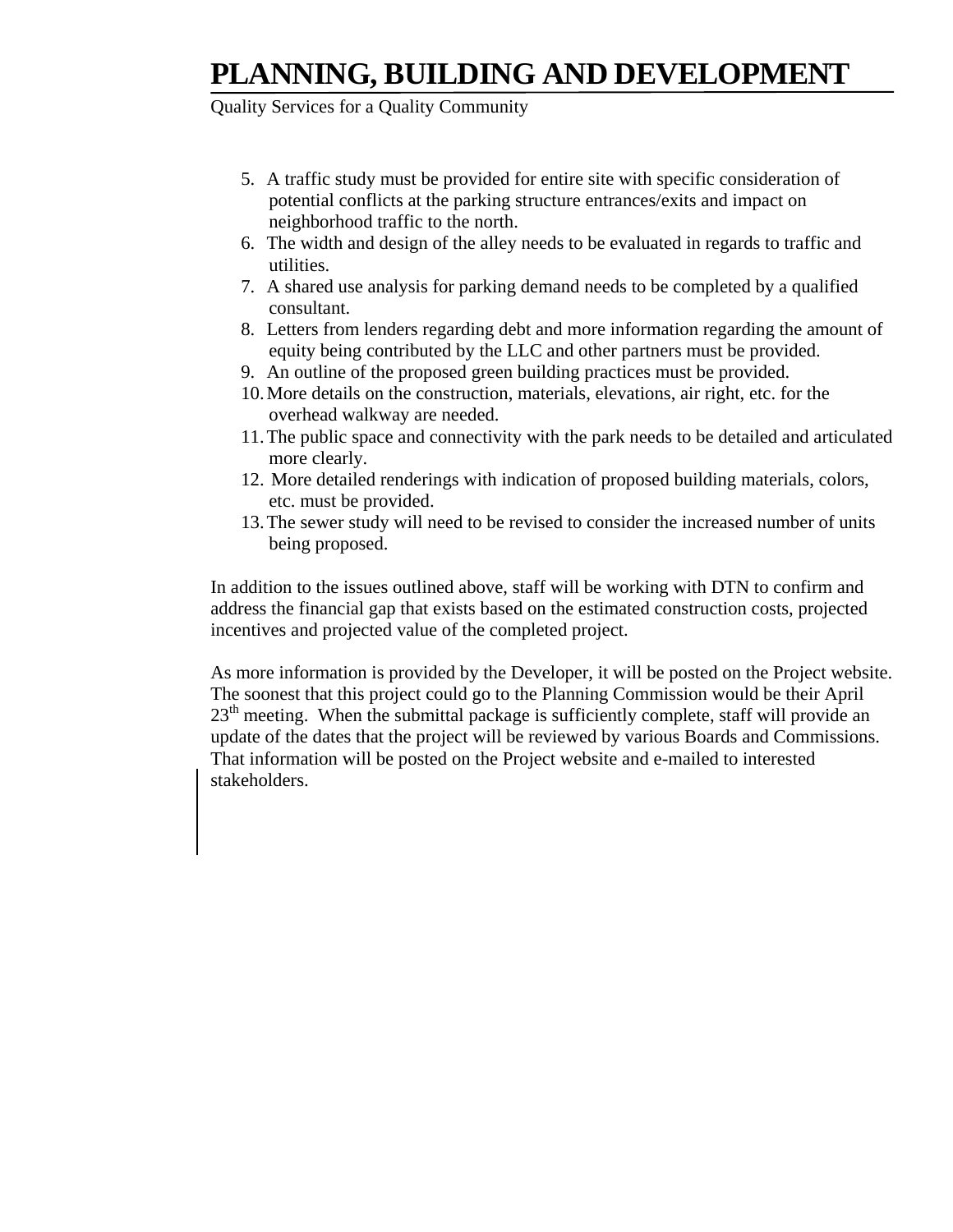5. A traffic study must be provided for entire site with specific consideration of potential conflicts at the parking structure entrances/exits and impact on neighborhood traffic to the north.
6. The width and design of the alley needs to be evaluated in regards to traffic and utilities.
7. A shared use analysis for parking demand needs to be completed by a qualified consultant.
8. Letters from lenders regarding debt and more information regarding the amount of equity being contributed by the LLC and other partners must be provided.
9. An outline of the proposed green building practices must be provided.
10. More details on the construction, materials, elevations, air right, etc. for the overhead walkway are needed.
11. The public space and connectivity with the park needs to be detailed and articulated more clearly.
12. More detailed renderings with indication of proposed building materials, colors, etc. must be provided.
13. The sewer study will need to be revised to consider the increased number of units being proposed.

In addition to the issues outlined above, staff will be working with DTN to confirm and address the financial gap that exists based on the estimated construction costs, projected incentives and projected value of the completed project.

As more information is provided by the Developer, it will be posted on the Project website. The soonest that this project could go to the Planning Commission would be their April 23th meeting. When the submittal package is sufficiently complete, staff will provide an update of the dates that the project will be reviewed by various Boards and Commissions. That information will be posted on the Project website and e-mailed to interested stakeholders.